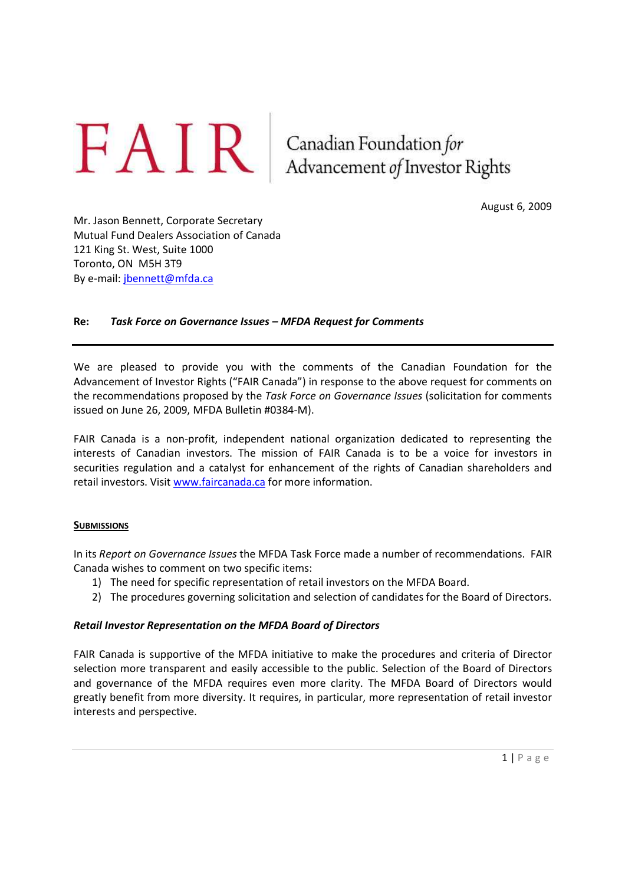# FAIR

Canadian Foundation *for* Advancement *of* Investor Rights

August 6, 2009

Mr. Jason Bennett, Corporate Secretary
Mutual Fund Dealers Association of Canada
121 King St. West, Suite 1000
Toronto, ON M5H 3T9
By e-mail: jbennett@mfda.ca

**Re: *Task Force on Governance Issues – MFDA Request for Comments***

---

We are pleased to provide you with the comments of the Canadian Foundation for the Advancement of Investor Rights ("FAIR Canada") in response to the above request for comments on the recommendations proposed by the *Task Force on Governance Issues* (solicitation for comments issued on June 26, 2009, MFDA Bulletin #0384-M).

FAIR Canada is a non-profit, independent national organization dedicated to representing the interests of Canadian investors. The mission of FAIR Canada is to be a voice for investors in securities regulation and a catalyst for enhancement of the rights of Canadian shareholders and retail investors. Visit www.faircanada.ca for more information.

## SUBMISSIONS

In its *Report on Governance Issues* the MFDA Task Force made a number of recommendations. FAIR Canada wishes to comment on two specific items:

1) The need for specific representation of retail investors on the MFDA Board.
2) The procedures governing solicitation and selection of candidates for the Board of Directors.

### *Retail Investor Representation on the MFDA Board of Directors*

FAIR Canada is supportive of the MFDA initiative to make the procedures and criteria of Director selection more transparent and easily accessible to the public. Selection of the Board of Directors and governance of the MFDA requires even more clarity. The MFDA Board of Directors would greatly benefit from more diversity. It requires, in particular, more representation of retail investor interests and perspective.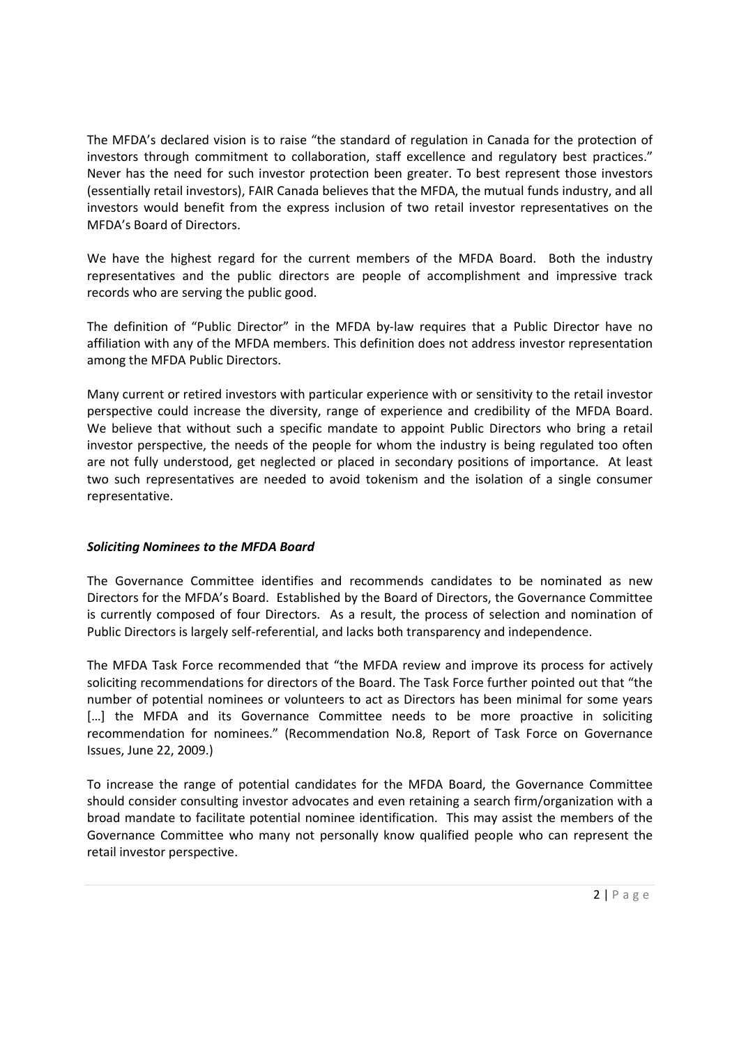The MFDA's declared vision is to raise "the standard of regulation in Canada for the protection of investors through commitment to collaboration, staff excellence and regulatory best practices." Never has the need for such investor protection been greater. To best represent those investors (essentially retail investors), FAIR Canada believes that the MFDA, the mutual funds industry, and all investors would benefit from the express inclusion of two retail investor representatives on the MFDA's Board of Directors.

We have the highest regard for the current members of the MFDA Board. Both the industry representatives and the public directors are people of accomplishment and impressive track records who are serving the public good.

The definition of "Public Director" in the MFDA by-law requires that a Public Director have no affiliation with any of the MFDA members. This definition does not address investor representation among the MFDA Public Directors.

Many current or retired investors with particular experience with or sensitivity to the retail investor perspective could increase the diversity, range of experience and credibility of the MFDA Board. We believe that without such a specific mandate to appoint Public Directors who bring a retail investor perspective, the needs of the people for whom the industry is being regulated too often are not fully understood, get neglected or placed in secondary positions of importance. At least two such representatives are needed to avoid tokenism and the isolation of a single consumer representative.

***Soliciting Nominees to the MFDA Board***

The Governance Committee identifies and recommends candidates to be nominated as new Directors for the MFDA's Board. Established by the Board of Directors, the Governance Committee is currently composed of four Directors. As a result, the process of selection and nomination of Public Directors is largely self-referential, and lacks both transparency and independence.

The MFDA Task Force recommended that "the MFDA review and improve its process for actively soliciting recommendations for directors of the Board. The Task Force further pointed out that "the number of potential nominees or volunteers to act as Directors has been minimal for some years [...] the MFDA and its Governance Committee needs to be more proactive in soliciting recommendation for nominees." (Recommendation No.8, Report of Task Force on Governance Issues, June 22, 2009.)

To increase the range of potential candidates for the MFDA Board, the Governance Committee should consider consulting investor advocates and even retaining a search firm/organization with a broad mandate to facilitate potential nominee identification. This may assist the members of the Governance Committee who many not personally know qualified people who can represent the retail investor perspective.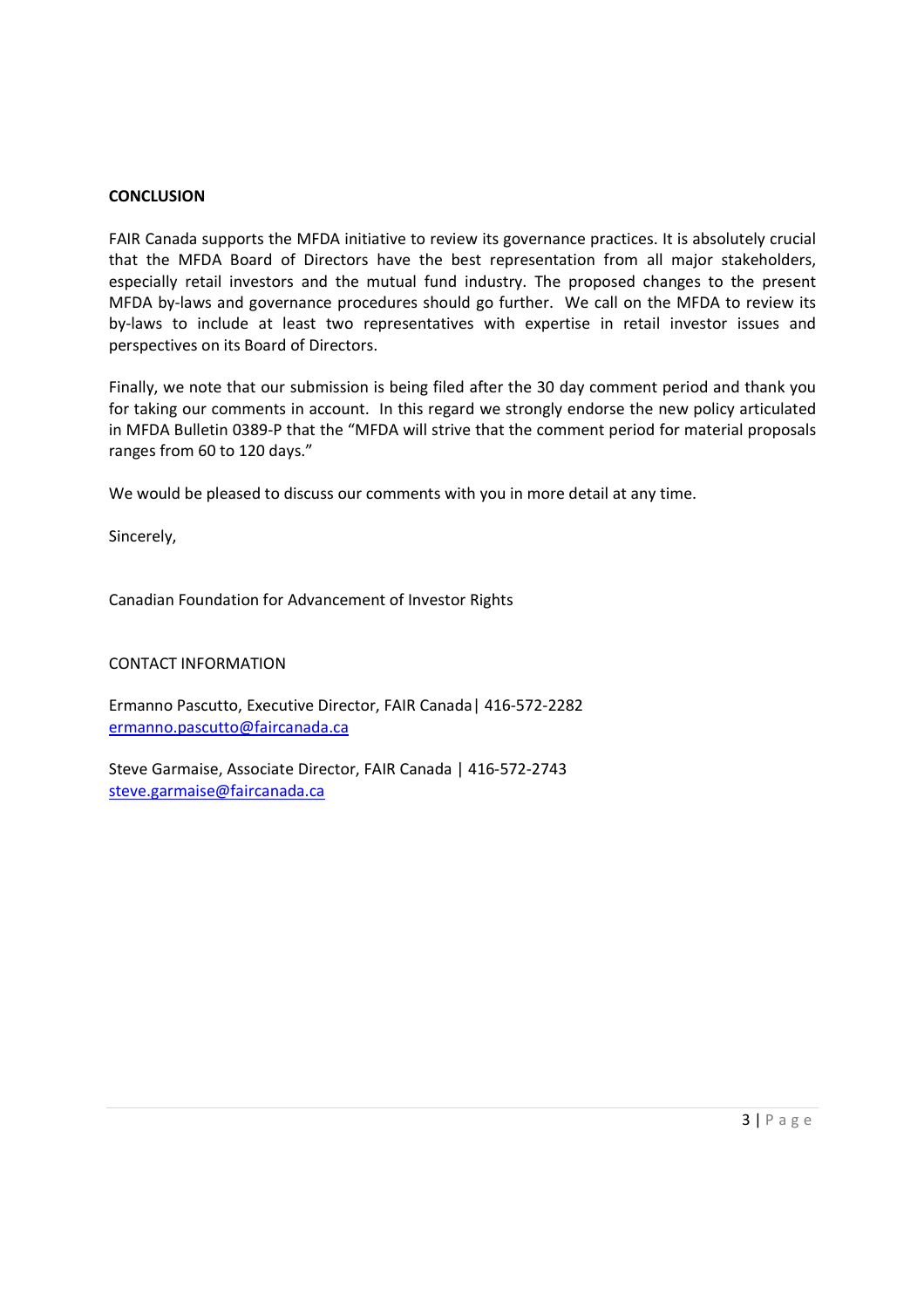## CONCLUSION

FAIR Canada supports the MFDA initiative to review its governance practices. It is absolutely crucial that the MFDA Board of Directors have the best representation from all major stakeholders, especially retail investors and the mutual fund industry. The proposed changes to the present MFDA by-laws and governance procedures should go further. We call on the MFDA to review its by-laws to include at least two representatives with expertise in retail investor issues and perspectives on its Board of Directors.

Finally, we note that our submission is being filed after the 30 day comment period and thank you for taking our comments in account. In this regard we strongly endorse the new policy articulated in MFDA Bulletin 0389-P that the "MFDA will strive that the comment period for material proposals ranges from 60 to 120 days."

We would be pleased to discuss our comments with you in more detail at any time.

Sincerely,

Canadian Foundation for Advancement of Investor Rights

CONTACT INFORMATION

Ermanno Pascutto, Executive Director, FAIR Canada| 416-572-2282
ermanno.pascutto@faircanada.ca

Steve Garmaise, Associate Director, FAIR Canada | 416-572-2743
steve.garmaise@faircanada.ca